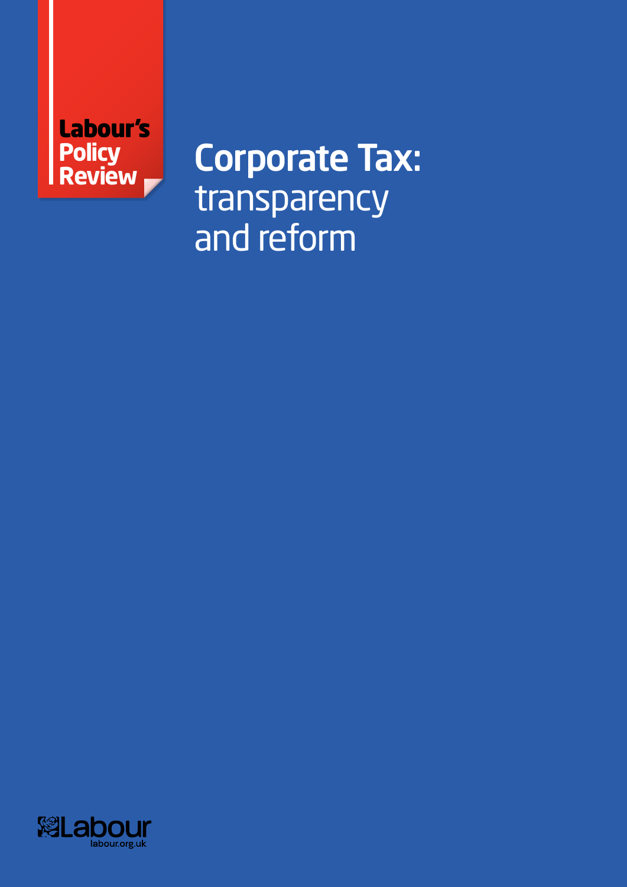Labour's Policy Review

# Corporate Tax: transparency and reform

Labour

labour.org.uk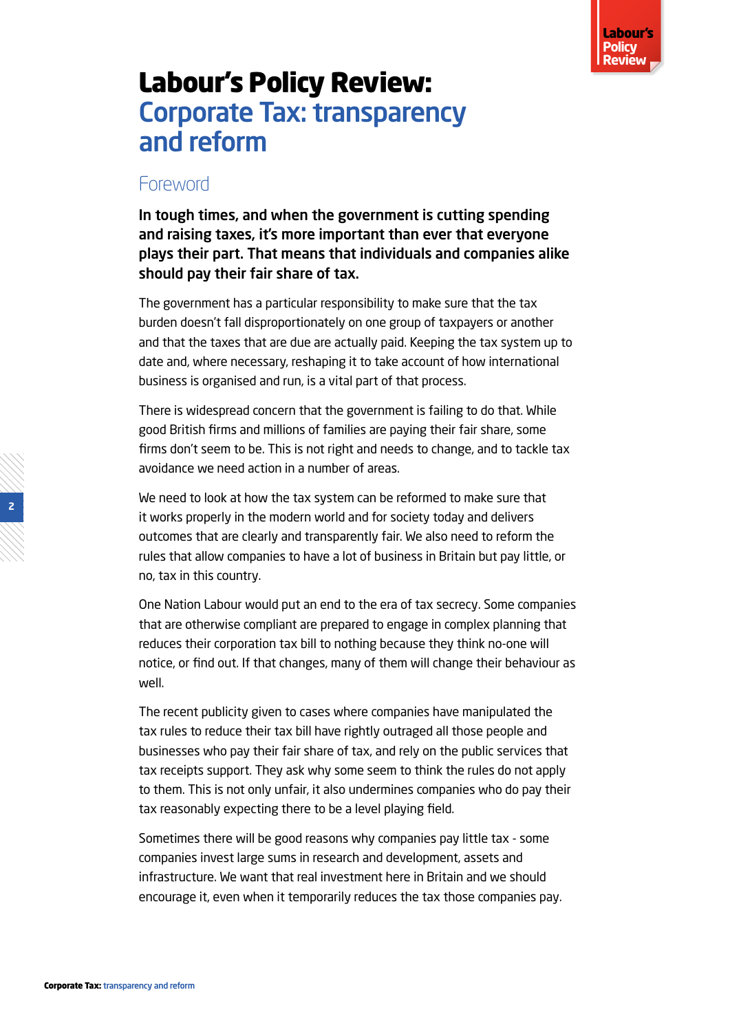# Labour's Policy Review: Corporate Tax: transparency and reform

## Foreword

**In tough times, and when the government is cutting spending and raising taxes, it's more important than ever that everyone plays their part. That means that individuals and companies alike should pay their fair share of tax.**

The government has a particular responsibility to make sure that the tax burden doesn't fall disproportionately on one group of taxpayers or another and that the taxes that are due are actually paid. Keeping the tax system up to date and, where necessary, reshaping it to take account of how international business is organised and run, is a vital part of that process.

There is widespread concern that the government is failing to do that. While good British firms and millions of families are paying their fair share, some firms don't seem to be. This is not right and needs to change, and to tackle tax avoidance we need action in a number of areas.

We need to look at how the tax system can be reformed to make sure that it works properly in the modern world and for society today and delivers outcomes that are clearly and transparently fair. We also need to reform the rules that allow companies to have a lot of business in Britain but pay little, or no, tax in this country.

One Nation Labour would put an end to the era of tax secrecy. Some companies that are otherwise compliant are prepared to engage in complex planning that reduces their corporation tax bill to nothing because they think no-one will notice, or find out. If that changes, many of them will change their behaviour as well.

The recent publicity given to cases where companies have manipulated the tax rules to reduce their tax bill have rightly outraged all those people and businesses who pay their fair share of tax, and rely on the public services that tax receipts support. They ask why some seem to think the rules do not apply to them. This is not only unfair, it also undermines companies who do pay their tax reasonably expecting there to be a level playing field.

Sometimes there will be good reasons why companies pay little tax - some companies invest large sums in research and development, assets and infrastructure. We want that real investment here in Britain and we should encourage it, even when it temporarily reduces the tax those companies pay.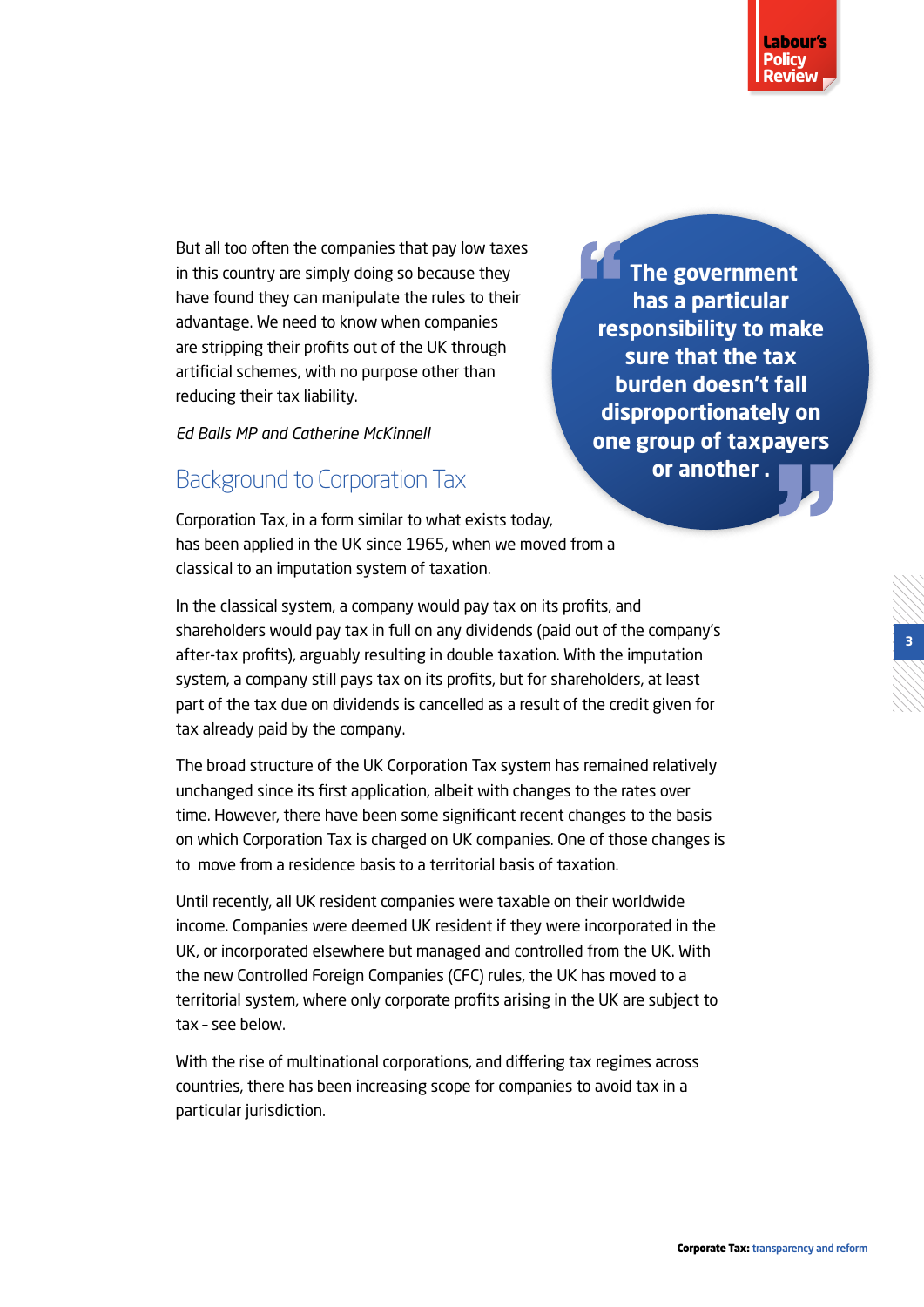But all too often the companies that pay low taxes in this country are simply doing so because they have found they can manipulate the rules to their advantage. We need to know when companies are stripping their profits out of the UK through artificial schemes, with no purpose other than reducing their tax liability.

*Ed Balls MP and Catherine McKinnell*

> **The government has a particular responsibility to make sure that the tax burden doesn't fall disproportionately on one group of taxpayers or another .**

## Background to Corporation Tax

Corporation Tax, in a form similar to what exists today, has been applied in the UK since 1965, when we moved from a classical to an imputation system of taxation.

In the classical system, a company would pay tax on its profits, and shareholders would pay tax in full on any dividends (paid out of the company's after-tax profits), arguably resulting in double taxation. With the imputation system, a company still pays tax on its profits, but for shareholders, at least part of the tax due on dividends is cancelled as a result of the credit given for tax already paid by the company.

The broad structure of the UK Corporation Tax system has remained relatively unchanged since its first application, albeit with changes to the rates over time. However, there have been some significant recent changes to the basis on which Corporation Tax is charged on UK companies. One of those changes is to move from a residence basis to a territorial basis of taxation.

Until recently, all UK resident companies were taxable on their worldwide income. Companies were deemed UK resident if they were incorporated in the UK, or incorporated elsewhere but managed and controlled from the UK. With the new Controlled Foreign Companies (CFC) rules, the UK has moved to a territorial system, where only corporate profits arising in the UK are subject to tax – see below.

With the rise of multinational corporations, and differing tax regimes across countries, there has been increasing scope for companies to avoid tax in a particular jurisdiction.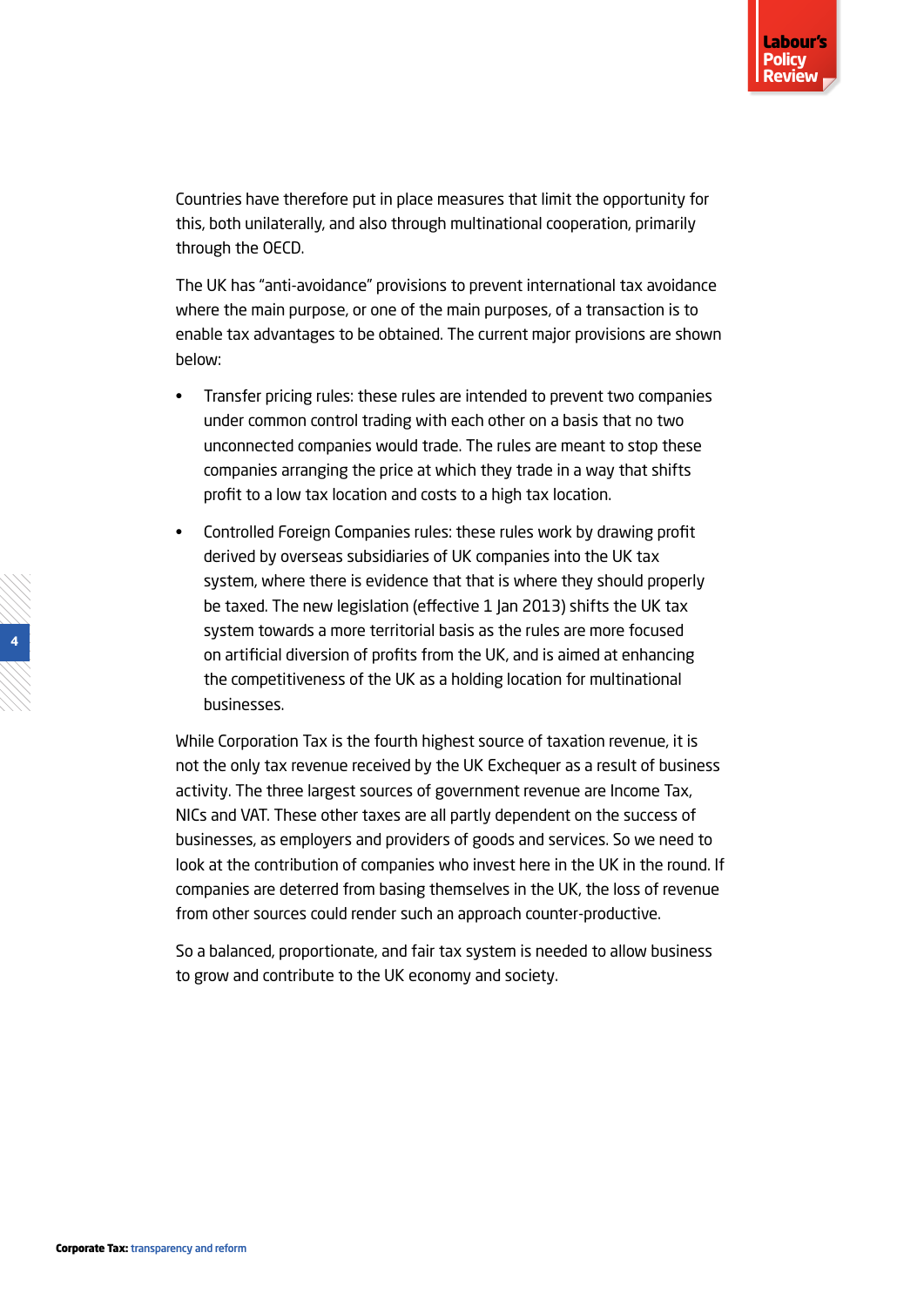Countries have therefore put in place measures that limit the opportunity for this, both unilaterally, and also through multinational cooperation, primarily through the OECD.

The UK has "anti-avoidance" provisions to prevent international tax avoidance where the main purpose, or one of the main purposes, of a transaction is to enable tax advantages to be obtained. The current major provisions are shown below:

- Transfer pricing rules: these rules are intended to prevent two companies under common control trading with each other on a basis that no two unconnected companies would trade. The rules are meant to stop these companies arranging the price at which they trade in a way that shifts profit to a low tax location and costs to a high tax location.
- Controlled Foreign Companies rules: these rules work by drawing profit derived by overseas subsidiaries of UK companies into the UK tax system, where there is evidence that that is where they should properly be taxed. The new legislation (effective 1 Jan 2013) shifts the UK tax system towards a more territorial basis as the rules are more focused on artificial diversion of profits from the UK, and is aimed at enhancing the competitiveness of the UK as a holding location for multinational businesses.

While Corporation Tax is the fourth highest source of taxation revenue, it is not the only tax revenue received by the UK Exchequer as a result of business activity. The three largest sources of government revenue are Income Tax, NICs and VAT. These other taxes are all partly dependent on the success of businesses, as employers and providers of goods and services. So we need to look at the contribution of companies who invest here in the UK in the round. If companies are deterred from basing themselves in the UK, the loss of revenue from other sources could render such an approach counter-productive.

So a balanced, proportionate, and fair tax system is needed to allow business to grow and contribute to the UK economy and society.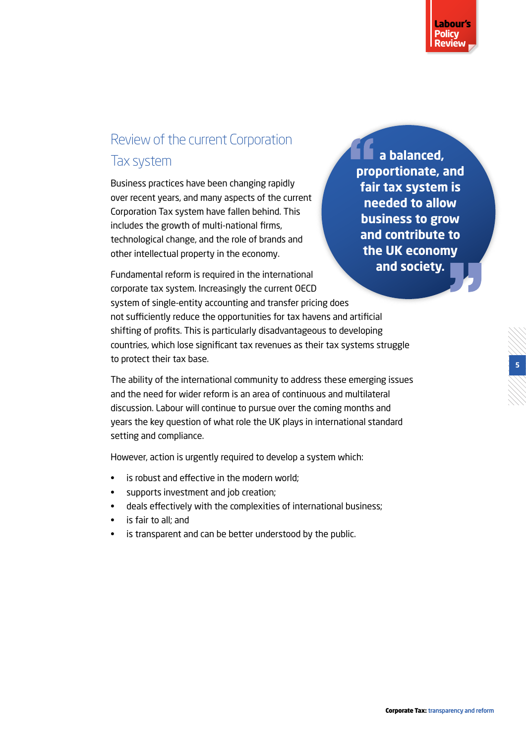## Review of the current Corporation Tax system

> "a balanced, proportionate, and fair tax system is needed to allow business to grow and contribute to the UK economy and society."

Business practices have been changing rapidly over recent years, and many aspects of the current Corporation Tax system have fallen behind. This includes the growth of multi-national firms, technological change, and the role of brands and other intellectual property in the economy.

Fundamental reform is required in the international corporate tax system. Increasingly the current OECD system of single-entity accounting and transfer pricing does not sufficiently reduce the opportunities for tax havens and artificial shifting of profits. This is particularly disadvantageous to developing countries, which lose significant tax revenues as their tax systems struggle to protect their tax base.

The ability of the international community to address these emerging issues and the need for wider reform is an area of continuous and multilateral discussion. Labour will continue to pursue over the coming months and years the key question of what role the UK plays in international standard setting and compliance.

However, action is urgently required to develop a system which:

- is robust and effective in the modern world;
- supports investment and job creation;
- deals effectively with the complexities of international business;
- is fair to all; and
- is transparent and can be better understood by the public.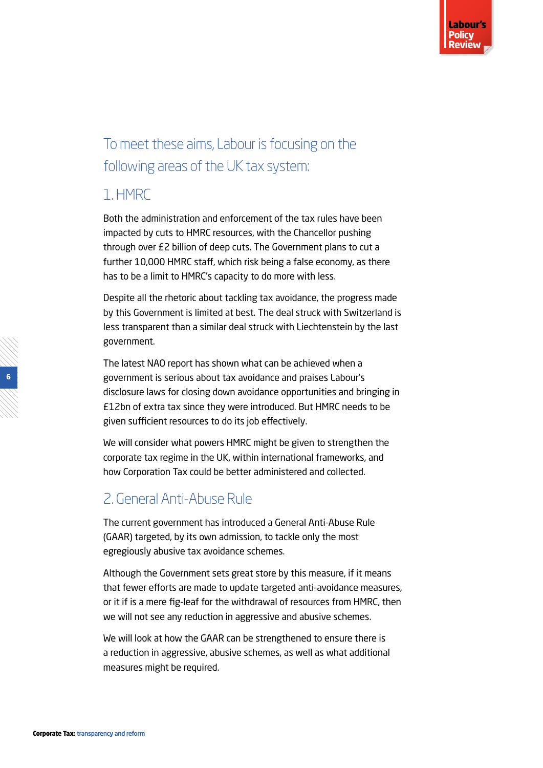## To meet these aims, Labour is focusing on the following areas of the UK tax system:

### 1. HMRC

Both the administration and enforcement of the tax rules have been impacted by cuts to HMRC resources, with the Chancellor pushing through over £2 billion of deep cuts. The Government plans to cut a further 10,000 HMRC staff, which risk being a false economy, as there has to be a limit to HMRC's capacity to do more with less.

Despite all the rhetoric about tackling tax avoidance, the progress made by this Government is limited at best. The deal struck with Switzerland is less transparent than a similar deal struck with Liechtenstein by the last government.

The latest NAO report has shown what can be achieved when a government is serious about tax avoidance and praises Labour's disclosure laws for closing down avoidance opportunities and bringing in £12bn of extra tax since they were introduced. But HMRC needs to be given sufficient resources to do its job effectively.

We will consider what powers HMRC might be given to strengthen the corporate tax regime in the UK, within international frameworks, and how Corporation Tax could be better administered and collected.

### 2. General Anti-Abuse Rule

The current government has introduced a General Anti-Abuse Rule (GAAR) targeted, by its own admission, to tackle only the most egregiously abusive tax avoidance schemes.

Although the Government sets great store by this measure, if it means that fewer efforts are made to update targeted anti-avoidance measures, or it if is a mere fig-leaf for the withdrawal of resources from HMRC, then we will not see any reduction in aggressive and abusive schemes.

We will look at how the GAAR can be strengthened to ensure there is a reduction in aggressive, abusive schemes, as well as what additional measures might be required.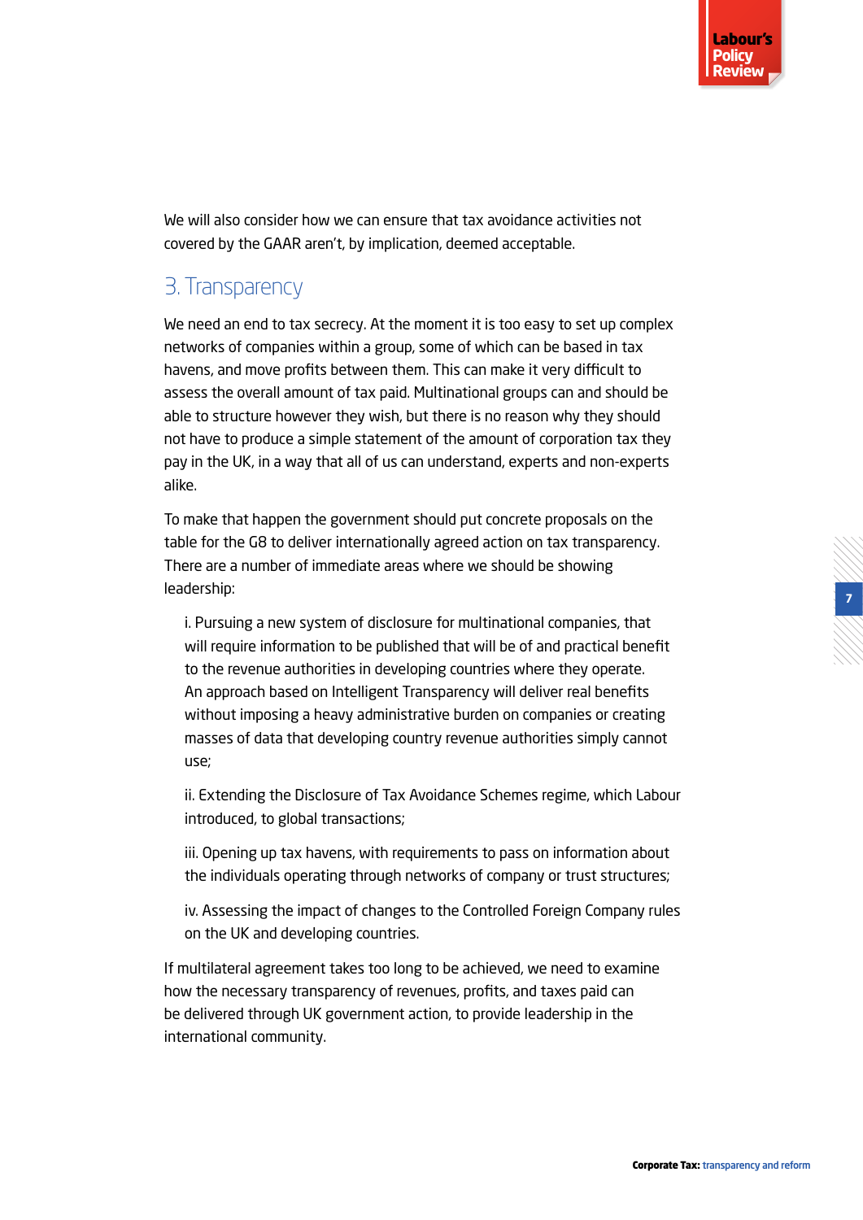We will also consider how we can ensure that tax avoidance activities not covered by the GAAR aren't, by implication, deemed acceptable.

## 3. Transparency

We need an end to tax secrecy. At the moment it is too easy to set up complex networks of companies within a group, some of which can be based in tax havens, and move profits between them. This can make it very difficult to assess the overall amount of tax paid. Multinational groups can and should be able to structure however they wish, but there is no reason why they should not have to produce a simple statement of the amount of corporation tax they pay in the UK, in a way that all of us can understand, experts and non-experts alike.

To make that happen the government should put concrete proposals on the table for the G8 to deliver internationally agreed action on tax transparency. There are a number of immediate areas where we should be showing leadership:

> i. Pursuing a new system of disclosure for multinational companies, that will require information to be published that will be of and practical benefit to the revenue authorities in developing countries where they operate. An approach based on Intelligent Transparency will deliver real benefits without imposing a heavy administrative burden on companies or creating masses of data that developing country revenue authorities simply cannot use;
>
> ii. Extending the Disclosure of Tax Avoidance Schemes regime, which Labour introduced, to global transactions;
>
> iii. Opening up tax havens, with requirements to pass on information about the individuals operating through networks of company or trust structures;
>
> iv. Assessing the impact of changes to the Controlled Foreign Company rules on the UK and developing countries.

If multilateral agreement takes too long to be achieved, we need to examine how the necessary transparency of revenues, profits, and taxes paid can be delivered through UK government action, to provide leadership in the international community.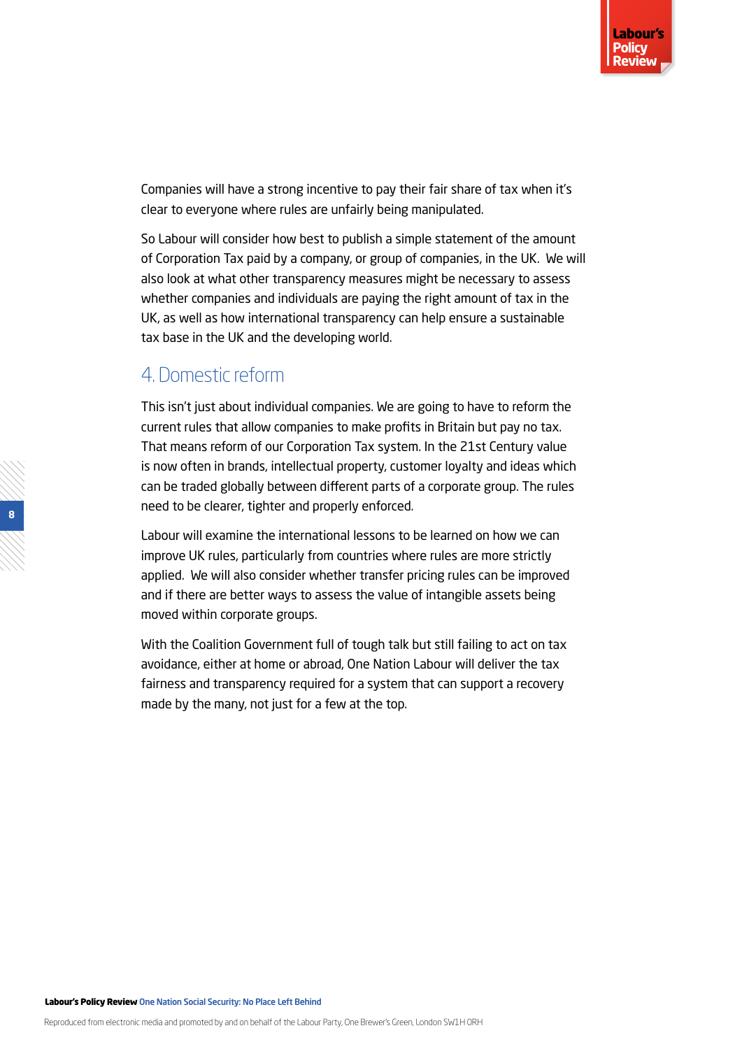Companies will have a strong incentive to pay their fair share of tax when it's clear to everyone where rules are unfairly being manipulated.

So Labour will consider how best to publish a simple statement of the amount of Corporation Tax paid by a company, or group of companies, in the UK. We will also look at what other transparency measures might be necessary to assess whether companies and individuals are paying the right amount of tax in the UK, as well as how international transparency can help ensure a sustainable tax base in the UK and the developing world.

## 4. Domestic reform

This isn't just about individual companies. We are going to have to reform the current rules that allow companies to make profits in Britain but pay no tax. That means reform of our Corporation Tax system. In the 21st Century value is now often in brands, intellectual property, customer loyalty and ideas which can be traded globally between different parts of a corporate group. The rules need to be clearer, tighter and properly enforced.

Labour will examine the international lessons to be learned on how we can improve UK rules, particularly from countries where rules are more strictly applied. We will also consider whether transfer pricing rules can be improved and if there are better ways to assess the value of intangible assets being moved within corporate groups.

With the Coalition Government full of tough talk but still failing to act on tax avoidance, either at home or abroad, One Nation Labour will deliver the tax fairness and transparency required for a system that can support a recovery made by the many, not just for a few at the top.

Reproduced from electronic media and promoted by and on behalf of the Labour Party, One Brewer's Green, London SW1H 0RH